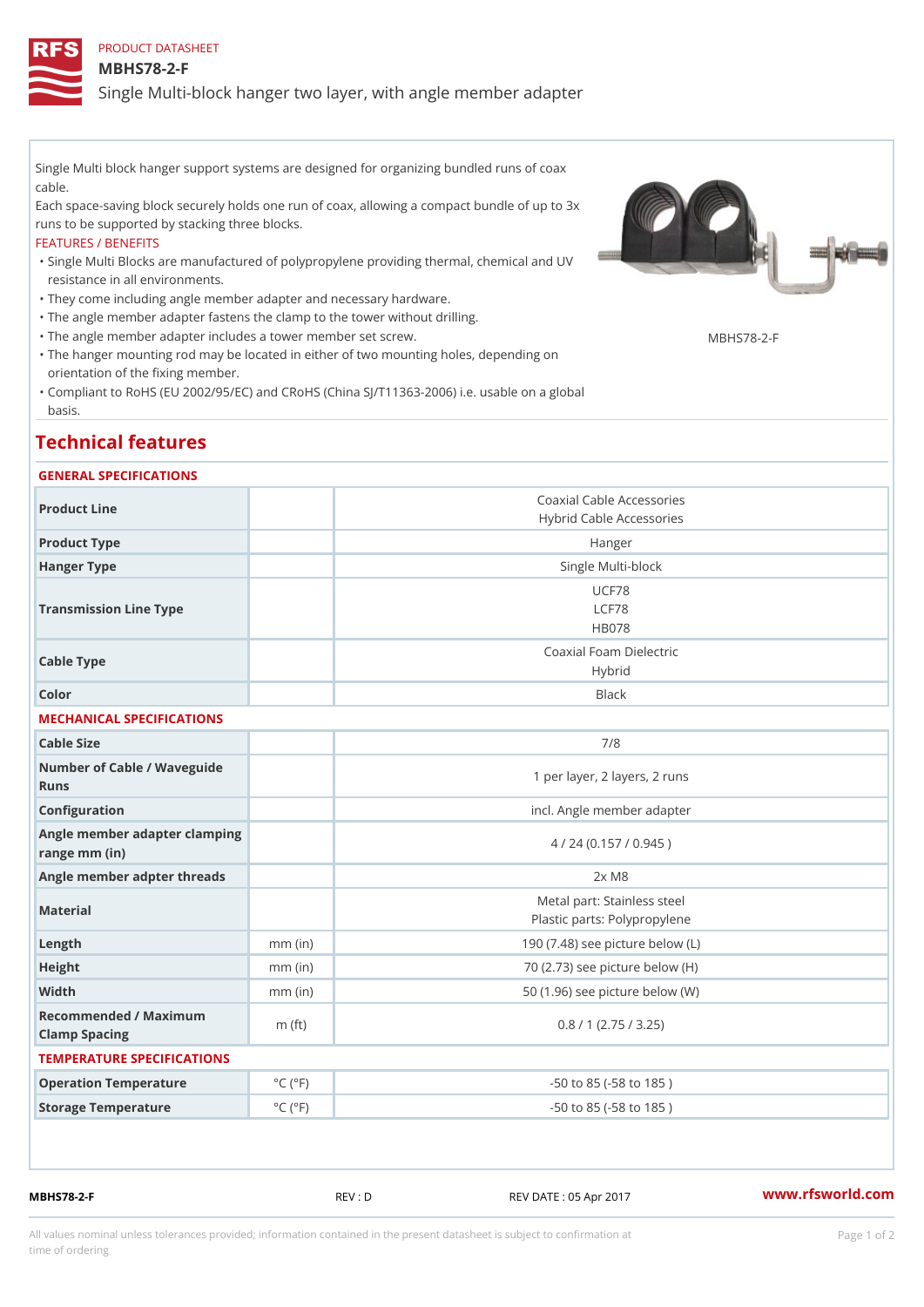PRODUCT DATASHEET

# MBHS78-2-F

Single Multi-block hanger two layer, with angle member adapter

Single Multi block hanger support systems are designed for organizing bundled runs of coax cable.

Each space-saving block securely holds one run of coax, allowing a compact bundle of up to 3x runs to be supported by stacking three blocks.

FEATURES / BENEFITS

- Single Multi Blocks are manufactured of polypropylene providing thermal, chemical and UV resistance in all environments.
- They come including angle member adapter and necessary hardware.
- The angle member adapter fastens the clamp to the tower without drilling.
- The angle member adapter includes a tower member set screw.
- The hanger mounting rod may be located in either of two mounting holes, depending on orientation of the fixing member.
- Compliant to RoHS (EU 2002/95/EC) and CRoHS (China SJ/T11363-2006) i.e. usable on a global basis.

MBHS78-2-F

## Technical features

### GENERAL SPECIFICATIONS

| | | |
|---|---|---|
| Product Line | | Coaxial Cable Accessories<br>Hybrid Cable Accessories |
| Product Type | | Hanger |
| Hanger Type | | Single Multi-block |
| Transmission Line Type | | UCF78<br>LCF78<br>HB078 |
| Cable Type | | Coaxial Foam Dielectric<br>Hybrid |
| Color | | Black |

### MECHANICAL SPECIFICATIONS

| | | |
|---|---|---|
| Cable Size | | 7/8 |
| Number of Cable / Waveguide Runs | | 1 per layer, 2 layers, 2 runs |
| Configuration | | incl. Angle member adapter |
| Angle member adapter clamping range mm (in) | | 4 / 24 (0.157 / 0.945 ) |
| Angle member adpter threads | | 2x M8 |
| Material | | Metal part: Stainless steel<br>Plastic parts: Polypropylene |
| Length | mm (in) | 190 (7.48) see picture below (L) |
| Height | mm (in) | 70 (2.73) see picture below (H) |
| Width | mm (in) | 50 (1.96) see picture below (W) |
| Recommended / Maximum Clamp Spacing | m (ft) | 0.8 / 1 (2.75 / 3.25) |

### TEMPERATURE SPECIFICATIONS

| | | |
|---|---|---|
| Operation Temperature | °C (°F) | -50 to 85 (-58 to 185 ) |
| Storage Temperature | °C (°F) | -50 to 85 (-58 to 185 ) |

MBHS78-2-F REV : D REV DATE : 05 Apr 2017 www.rfsworld.com

All values nominal unless tolerances provided; information contained in the present datasheet is subject to confirmation at time of ordering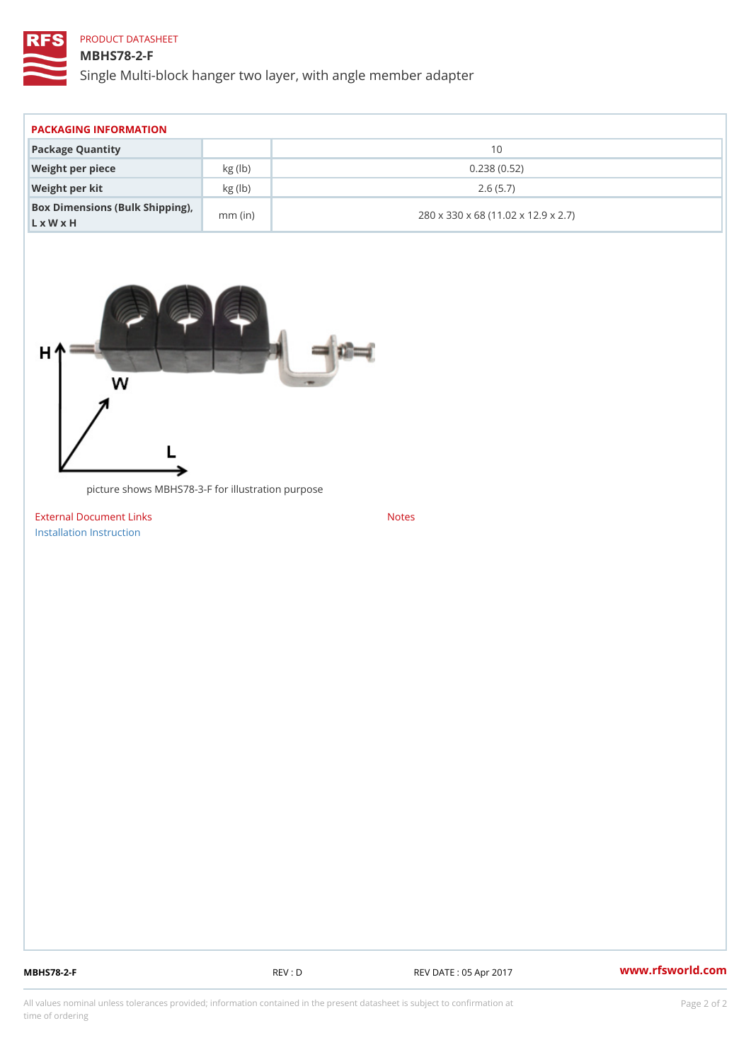PRODUCT DATASHEET

# MBHS78-2-F

Single Multi-block hanger two layer, with angle member adapter

## PACKAGING INFORMATION

| | | |
|---|---|---|
| Package Quantity | | 10 |
| Weight per piece | kg (lb) | 0.238 (0.52) |
| Weight per kit | kg (lb) | 2.6 (5.7) |
| Box Dimensions (Bulk Shipping), L x W x H | mm (in) | 280 x 330 x 68 (11.02 x 12.9 x 2.7) |

H

W

L

picture shows MBHS78-3-F for illustration purpose

External Document Links

Installation Instruction

Notes

MBHS78-2-F REV : D REV DATE : 05 Apr 2017 www.rfsworld.com

All values nominal unless tolerances provided; information contained in the present datasheet is subject to confirmation at time of ordering